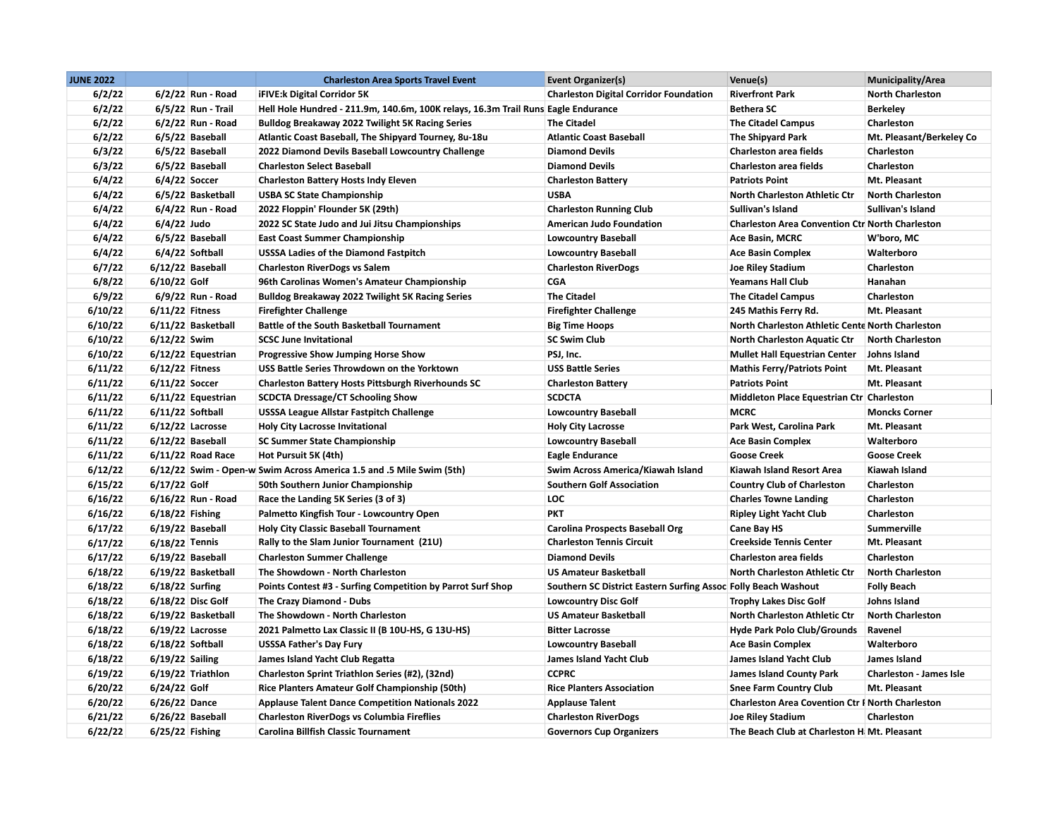| JUNE 2022 | | | Charleston Area Sports Travel Event | Event Organizer(s) | Venue(s) | Municipality/Area |
|---|---|---|---|---|---|---|
| 6/2/22 | 6/2/22 | Run - Road | iFIVE:k Digital Corridor 5K | Charleston Digital Corridor Foundation | Riverfront Park | North Charleston |
| 6/2/22 | 6/5/22 | Run - Trail | Hell Hole Hundred - 211.9m, 140.6m, 100K relays, 16.3m Trail Runs | Eagle Endurance | Bethera SC | Berkeley |
| 6/2/22 | 6/2/22 | Run - Road | Bulldog Breakaway 2022 Twilight 5K Racing Series | The Citadel | The Citadel Campus | Charleston |
| 6/2/22 | 6/5/22 | Baseball | Atlantic Coast Baseball, The Shipyard Tourney, 8u-18u | Atlantic Coast Baseball | The Shipyard Park | Mt. Pleasant/Berkeley Co |
| 6/3/22 | 6/5/22 | Baseball | 2022 Diamond Devils Baseball Lowcountry Challenge | Diamond Devils | Charleston area fields | Charleston |
| 6/3/22 | 6/5/22 | Baseball | Charleston Select Baseball | Diamond Devils | Charleston area fields | Charleston |
| 6/4/22 | 6/4/22 | Soccer | Charleston Battery Hosts Indy Eleven | Charleston Battery | Patriots Point | Mt. Pleasant |
| 6/4/22 | 6/5/22 | Basketball | USBA SC State Championship | USBA | North Charleston Athletic Ctr | North Charleston |
| 6/4/22 | 6/4/22 | Run - Road | 2022 Floppin' Flounder 5K (29th) | Charleston Running Club | Sullivan's Island | Sullivan's Island |
| 6/4/22 | 6/4/22 | Judo | 2022 SC State Judo and Jui Jitsu Championships | American Judo Foundation | Charleston Area Convention Ctr | North Charleston |
| 6/4/22 | 6/5/22 | Baseball | East Coast Summer Championship | Lowcountry Baseball | Ace Basin, MCRC | W'boro, MC |
| 6/4/22 | 6/4/22 | Softball | USSSA Ladies of the Diamond Fastpitch | Lowcountry Baseball | Ace Basin Complex | Walterboro |
| 6/7/22 | 6/12/22 | Baseball | Charleston RiverDogs vs Salem | Charleston RiverDogs | Joe Riley Stadium | Charleston |
| 6/8/22 | 6/10/22 | Golf | 96th Carolinas Women's Amateur Championship | CGA | Yeamans Hall Club | Hanahan |
| 6/9/22 | 6/9/22 | Run - Road | Bulldog Breakaway 2022 Twilight 5K Racing Series | The Citadel | The Citadel Campus | Charleston |
| 6/10/22 | 6/11/22 | Fitness | Firefighter Challenge | Firefighter Challenge | 245 Mathis Ferry Rd. | Mt. Pleasant |
| 6/10/22 | 6/11/22 | Basketball | Battle of the South Basketball Tournament | Big Time Hoops | North Charleston Athletic Cente | North Charleston |
| 6/10/22 | 6/12/22 | Swim | SCSC June Invitational | SC Swim Club | North Charleston Aquatic Ctr | North Charleston |
| 6/10/22 | 6/12/22 | Equestrian | Progressive Show Jumping Horse Show | PSJ, Inc. | Mullet Hall Equestrian Center | Johns Island |
| 6/11/22 | 6/12/22 | Fitness | USS Battle Series Throwdown on the Yorktown | USS Battle Series | Mathis Ferry/Patriots Point | Mt. Pleasant |
| 6/11/22 | 6/11/22 | Soccer | Charleston Battery Hosts Pittsburgh Riverhounds SC | Charleston Battery | Patriots Point | Mt. Pleasant |
| 6/11/22 | 6/11/22 | Equestrian | SCDCTA Dressage/CT Schooling Show | SCDCTA | Middleton Place Equestrian Ctr | Charleston |
| 6/11/22 | 6/11/22 | Softball | USSSA League Allstar Fastpitch Challenge | Lowcountry Baseball | MCRC | Moncks Corner |
| 6/11/22 | 6/12/22 | Lacrosse | Holy City Lacrosse Invitational | Holy City Lacrosse | Park West, Carolina Park | Mt. Pleasant |
| 6/11/22 | 6/12/22 | Baseball | SC Summer State Championship | Lowcountry Baseball | Ace Basin Complex | Walterboro |
| 6/11/22 | 6/11/22 | Road Race | Hot Pursuit 5K (4th) | Eagle Endurance | Goose Creek | Goose Creek |
| 6/12/22 | 6/12/22 | Swim - Open-w | Swim Across America 1.5 and .5 Mile Swim (5th) | Swim Across America/Kiawah Island | Kiawah Island Resort Area | Kiawah Island |
| 6/15/22 | 6/17/22 | Golf | 50th Southern Junior Championship | Southern Golf Association | Country Club of Charleston | Charleston |
| 6/16/22 | 6/16/22 | Run - Road | Race the Landing 5K Series (3 of 3) | LOC | Charles Towne Landing | Charleston |
| 6/16/22 | 6/18/22 | Fishing | Palmetto Kingfish Tour - Lowcountry Open | PKT | Ripley Light Yacht Club | Charleston |
| 6/17/22 | 6/19/22 | Baseball | Holy City Classic Baseball Tournament | Carolina Prospects Baseball Org | Cane Bay HS | Summerville |
| 6/17/22 | 6/18/22 | Tennis | Rally to the Slam Junior Tournament (21U) | Charleston Tennis Circuit | Creekside Tennis Center | Mt. Pleasant |
| 6/17/22 | 6/19/22 | Baseball | Charleston Summer Challenge | Diamond Devils | Charleston area fields | Charleston |
| 6/18/22 | 6/19/22 | Basketball | The Showdown - North Charleston | US Amateur Basketball | North Charleston Athletic Ctr | North Charleston |
| 6/18/22 | 6/18/22 | Surfing | Points Contest #3 - Surfing Competition by Parrot Surf Shop | Southern SC District Eastern Surfing Assoc | Folly Beach Washout | Folly Beach |
| 6/18/22 | 6/18/22 | Disc Golf | The Crazy Diamond - Dubs | Lowcountry Disc Golf | Trophy Lakes Disc Golf | Johns Island |
| 6/18/22 | 6/19/22 | Basketball | The Showdown - North Charleston | US Amateur Basketball | North Charleston Athletic Ctr | North Charleston |
| 6/18/22 | 6/19/22 | Lacrosse | 2021 Palmetto Lax Classic II (B 10U-HS, G 13U-HS) | Bitter Lacrosse | Hyde Park Polo Club/Grounds | Ravenel |
| 6/18/22 | 6/18/22 | Softball | USSSA Father's Day Fury | Lowcountry Baseball | Ace Basin Complex | Walterboro |
| 6/18/22 | 6/19/22 | Sailing | James Island Yacht Club Regatta | James Island Yacht Club | James Island Yacht Club | James Island |
| 6/19/22 | 6/19/22 | Triathlon | Charleston Sprint Triathlon Series (#2), (32nd) | CCPRC | James Island County Park | Charleston - James Isle |
| 6/20/22 | 6/24/22 | Golf | Rice Planters Amateur Golf Championship (50th) | Rice Planters Association | Snee Farm Country Club | Mt. Pleasant |
| 6/20/22 | 6/26/22 | Dance | Applause Talent Dance Competition Nationals 2022 | Applause Talent | Charleston Area Covention Ctr I | North Charleston |
| 6/21/22 | 6/26/22 | Baseball | Charleston RiverDogs vs Columbia Fireflies | Charleston RiverDogs | Joe Riley Stadium | Charleston |
| 6/22/22 | 6/25/22 | Fishing | Carolina Billfish Classic Tournament | Governors Cup Organizers | The Beach Club at Charleston H | Mt. Pleasant |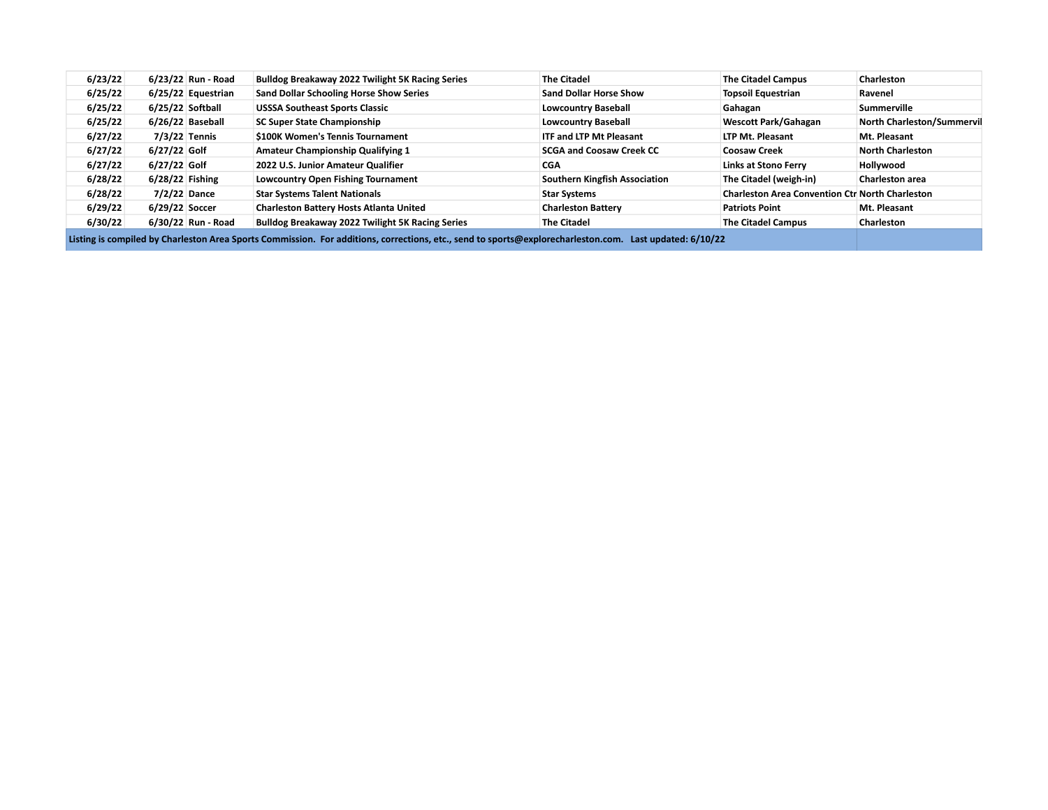| | | | | | | |
|---|---|---|---|---|---|---|
| 6/23/22 | 6/23/22 | Run - Road | Bulldog Breakaway 2022 Twilight 5K Racing Series | The Citadel | The Citadel Campus | Charleston |
| 6/25/22 | 6/25/22 | Equestrian | Sand Dollar Schooling Horse Show Series | Sand Dollar Horse Show | Topsoil Equestrian | Ravenel |
| 6/25/22 | 6/25/22 | Softball | USSSA Southeast Sports Classic | Lowcountry Baseball | Gahagan | Summerville |
| 6/25/22 | 6/26/22 | Baseball | SC Super State Championship | Lowcountry Baseball | Wescott Park/Gahagan | North Charleston/Summervil |
| 6/27/22 | 7/3/22 | Tennis | $100K Women's Tennis Tournament | ITF and LTP Mt Pleasant | LTP Mt. Pleasant | Mt. Pleasant |
| 6/27/22 | 6/27/22 | Golf | Amateur Championship Qualifying 1 | SCGA and Coosaw Creek CC | Coosaw Creek | North Charleston |
| 6/27/22 | 6/27/22 | Golf | 2022 U.S. Junior Amateur Qualifier | CGA | Links at Stono Ferry | Hollywood |
| 6/28/22 | 6/28/22 | Fishing | Lowcountry Open Fishing Tournament | Southern Kingfish Association | The Citadel (weigh-in) | Charleston area |
| 6/28/22 | 7/2/22 | Dance | Star Systems Talent Nationals | Star Systems | Charleston Area Convention Ctr | North Charleston |
| 6/29/22 | 6/29/22 | Soccer | Charleston Battery Hosts Atlanta United | Charleston Battery | Patriots Point | Mt. Pleasant |
| 6/30/22 | 6/30/22 | Run - Road | Bulldog Breakaway 2022 Twilight 5K Racing Series | The Citadel | The Citadel Campus | Charleston |

**Listing is compiled by Charleston Area Sports Commission. For additions, corrections, etc., send to sports@explorecharleston.com. Last updated: 6/10/22**